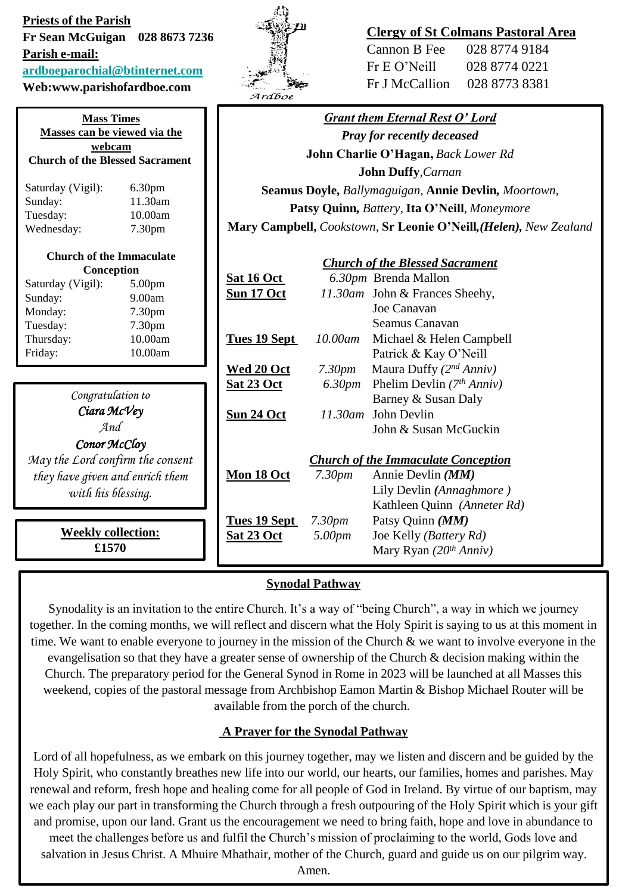**Priests of the Parish**
**Fr Sean McGuigan 028 8673 7236**
**Parish e-mail:**
**ardboeparochial@btinternet.com**
**Web:www.parishofardboe.com**

Ardboe

**Clergy of St Colmans Pastoral Area**

| | |
|---|---|
| Cannon B Fee | 028 8774 9184 |
| Fr E O'Neill | 028 8774 0221 |
| Fr J McCallion | 028 8773 8381 |

**Mass Times**
**Masses can be viewed via the webcam**

**Church of the Blessed Sacrament**

| | |
|---|---|
| Saturday (Vigil): | 6.30pm |
| Sunday: | 11.30am |
| Tuesday: | 10.00am |
| Wednesday: | 7.30pm |

**Church of the Immaculate Conception**

| | |
|---|---|
| Saturday (Vigil): | 5.00pm |
| Sunday: | 9.00am |
| Monday: | 7.30pm |
| Tuesday: | 7.30pm |
| Thursday: | 10.00am |
| Friday: | 10.00am |

*Congratulation to*
***Ciara McVey***
*And*
***Conor McCloy***
*May the Lord confirm the consent they have given and enrich them with his blessing.*

**Weekly collection:**
**£1570**

***Grant them Eternal Rest O' Lord***
***Pray for recently deceased***

**John Charlie O'Hagan,** *Back Lower Rd*
**John Duffy**,*Carnan*
**Seamus Doyle,** *Ballymaguigan,* **Annie Devlin,** *Moortown,*
**Patsy Quinn,** *Battery*, **Ita O'Neill**, *Moneymore*
**Mary Campbell,** *Cookstown,* **Sr Leonie O'Neill,*(Helen),*** *New Zealand*

***Church of the Blessed Sacrament***

| | | |
|---|---|---|
| **Sat 16 Oct** | *6.30pm* | Brenda Mallon |
| **Sun 17 Oct** | *11.30am* | John & Frances Sheehy, Joe Canavan, Seamus Canavan |
| **Tues 19 Sept** | *10.00am* | Michael & Helen Campbell, Patrick & Kay O'Neill |
| **Wed 20 Oct** | *7.30pm* | Maura Duffy *(2nd Anniv)* |
| **Sat 23 Oct** | *6.30pm* | Phelim Devlin *(7th Anniv)*, Barney & Susan Daly |
| **Sun 24 Oct** | *11.30am* | John Devlin, John & Susan McGuckin |

***Church of the Immaculate Conception***

| | | |
|---|---|---|
| **Mon 18 Oct** | *7.30pm* | Annie Devlin ***(MM)***, Lily Devlin ***(****Annaghmore )*, Kathleen Quinn *(Anneter Rd)* |
| **Tues 19 Sept** | *7.30pm* | Patsy Quinn ***(MM)*** |
| **Sat 23 Oct** | *5.00pm* | Joe Kelly *(Battery Rd)*, Mary Ryan *(20th Anniv)* |

**Synodal Pathway**

Synodality is an invitation to the entire Church. It's a way of "being Church", a way in which we journey together. In the coming months, we will reflect and discern what the Holy Spirit is saying to us at this moment in time. We want to enable everyone to journey in the mission of the Church & we want to involve everyone in the evangelisation so that they have a greater sense of ownership of the Church & decision making within the Church. The preparatory period for the General Synod in Rome in 2023 will be launched at all Masses this weekend, copies of the pastoral message from Archbishop Eamon Martin & Bishop Michael Router will be available from the porch of the church.

**A Prayer for the Synodal Pathway**

Lord of all hopefulness, as we embark on this journey together, may we listen and discern and be guided by the Holy Spirit, who constantly breathes new life into our world, our hearts, our families, homes and parishes. May renewal and reform, fresh hope and healing come for all people of God in Ireland. By virtue of our baptism, may we each play our part in transforming the Church through a fresh outpouring of the Holy Spirit which is your gift and promise, upon our land. Grant us the encouragement we need to bring faith, hope and love in abundance to meet the challenges before us and fulfil the Church's mission of proclaiming to the world, Gods love and salvation in Jesus Christ. A Mhuire Mhathair, mother of the Church, guard and guide us on our pilgrim way. Amen.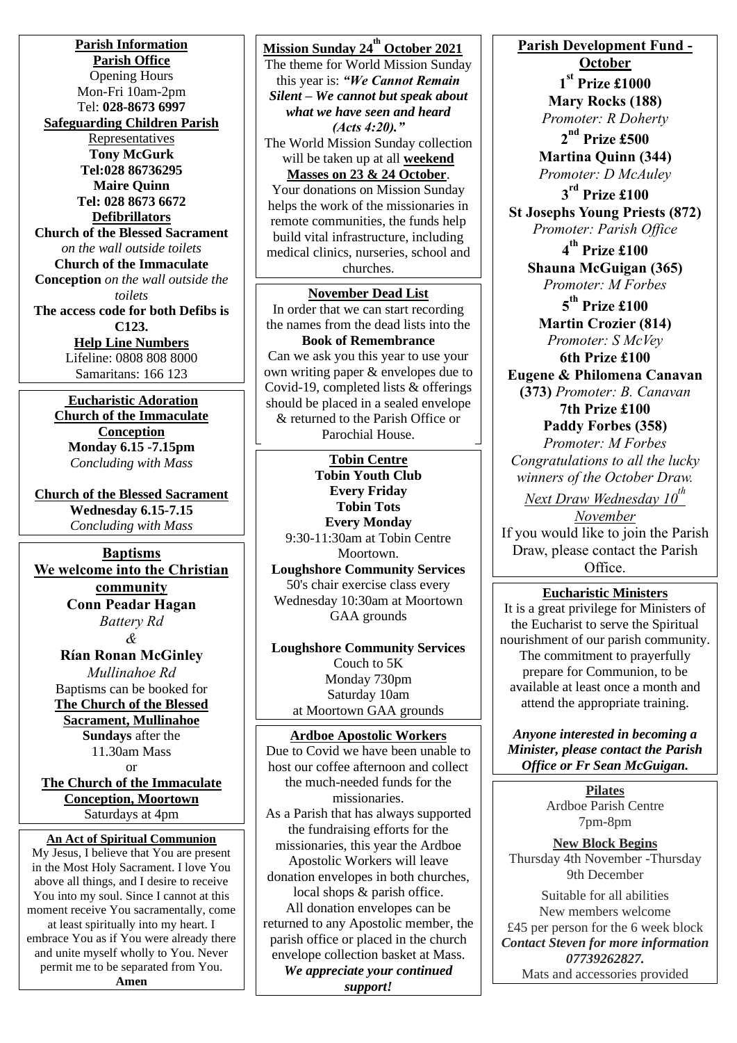## Parish Information

### Parish Office

Opening Hours
Mon-Fri 10am-2pm
Tel: **028-8673 6997**

**Safeguarding Children Parish**
Representatives
**Tony McGurk**
**Tel:028 86736295**
**Maire Quinn**
**Tel: 028 8673 6672**

**Defibrillators**
**Church of the Blessed Sacrament** *on the wall outside toilets*
**Church of the Immaculate Conception** *on the wall outside the toilets*
**The access code for both Defibs is C123.**

**Help Line Numbers**
Lifeline: 0808 808 8000
Samaritans: 166 123

## Eucharistic Adoration

**Church of the Immaculate Conception**
**Monday 6.15 -7.15pm**
*Concluding with Mass*

**Church of the Blessed Sacrament**
**Wednesday 6.15-7.15**
*Concluding with Mass*

## Baptisms

**We welcome into the Christian community**

**Conn Peadar Hagan**
*Battery Rd*
*&*
**Rían Ronan McGinley**
*Mullinahoe Rd*

Baptisms can be booked for
**The Church of the Blessed Sacrament, Mullinahoe**
**Sundays** after the 11.30am Mass
or
**The Church of the Immaculate Conception, Moortown**
Saturdays at 4pm

## An Act of Spiritual Communion

My Jesus, I believe that You are present in the Most Holy Sacrament. I love You above all things, and I desire to receive You into my soul. Since I cannot at this moment receive You sacramentally, come at least spiritually into my heart. I embrace You as if You were already there and unite myself wholly to You. Never permit me to be separated from You.
**Amen**

## Mission Sunday 24th October 2021

The theme for World Mission Sunday this year is: ***"We Cannot Remain Silent – We cannot but speak about what we have seen and heard (Acts 4:20)."***

The World Mission Sunday collection will be taken up at all **weekend Masses on 23 & 24 October**.

Your donations on Mission Sunday helps the work of the missionaries in remote communities, the funds help build vital infrastructure, including medical clinics, nurseries, school and churches.

## November Dead List

In order that we can start recording the names from the dead lists into the **Book of Remembrance**
Can we ask you this year to use your own writing paper & envelopes due to Covid-19, completed lists & offerings should be placed in a sealed envelope & returned to the Parish Office or Parochial House.

## Tobin Centre

**Tobin Youth Club**
**Every Friday**
**Tobin Tots**
**Every Monday**
9:30-11:30am at Tobin Centre Moortown.

**Loughshore Community Services**
50's chair exercise class every Wednesday 10:30am at Moortown GAA grounds

**Loughshore Community Services**
Couch to 5K
Monday 730pm
Saturday 10am
at Moortown GAA grounds

## Ardboe Apostolic Workers

Due to Covid we have been unable to host our coffee afternoon and collect the much-needed funds for the missionaries.
As a Parish that has always supported the fundraising efforts for the missionaries, this year the Ardboe Apostolic Workers will leave donation envelopes in both churches, local shops & parish office.
All donation envelopes can be returned to any Apostolic member, the parish office or placed in the church envelope collection basket at Mass.
***We appreciate your continued support!***

## Parish Development Fund - October

**1st Prize £1000**
**Mary Rocks (188)**
*Promoter: R Doherty*

**2nd Prize £500**
**Martina Quinn (344)**
*Promoter: D McAuley*

**3rd Prize £100**
**St Josephs Young Priests (872)**
*Promoter: Parish Office*

**4th Prize £100**
**Shauna McGuigan (365)**
*Promoter: M Forbes*

**5th Prize £100**
**Martin Crozier (814)**
*Promoter: S McVey*

**6th Prize £100**
**Eugene & Philomena Canavan (373)** *Promoter: B. Canavan*

**7th Prize £100**
**Paddy Forbes (358)**
*Promoter: M Forbes*

*Congratulations to all the lucky winners of the October Draw.*

*Next Draw Wednesday 10th November*

If you would like to join the Parish Draw, please contact the Parish Office.

## Eucharistic Ministers

It is a great privilege for Ministers of the Eucharist to serve the Spiritual nourishment of our parish community. The commitment to prayerfully prepare for Communion, to be available at least once a month and attend the appropriate training.

***Anyone interested in becoming a Minister, please contact the Parish Office or Fr Sean McGuigan.***

## Pilates

Ardboe Parish Centre
7pm-8pm

**New Block Begins**
Thursday 4th November -Thursday 9th December

Suitable for all abilities
New members welcome
£45 per person for the 6 week block
***Contact Steven for more information 07739262827.***
Mats and accessories provided